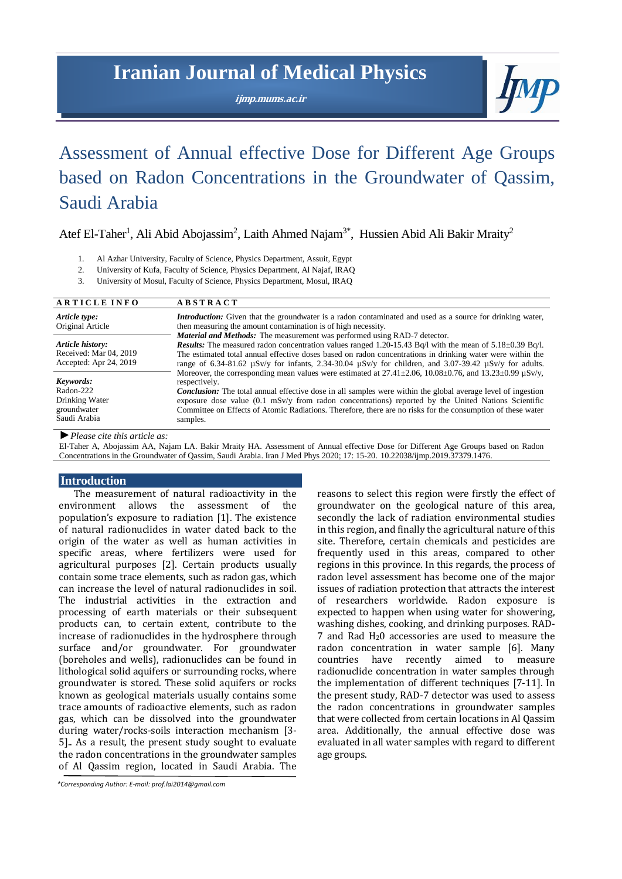# Iranian Journal of Medical Physics

*ijmp.mums.ac.ir*

# Assessment of Annual effective Dose for Different Age Groups based on Radon Concentrations in the Groundwater of Qassim, Saudi Arabia

Atef El-Taher[1], Ali Abid Abojassim[2], Laith Ahmed Najam[3*], Hussien Abid Ali Bakir Mraity[2]

1. Al Azhar University, Faculty of Science, Physics Department, Assuit, Egypt
2. University of Kufa, Faculty of Science, Physics Department, Al Najaf, IRAQ
3. University of Mosul, Faculty of Science, Physics Department, Mosul, IRAQ

**ARTICLE INFO**

*Article type:*
Original Article

*Article history:*
Received: Mar 04, 2019
Accepted: Apr 24, 2019

*Keywords:*
Radon-222
Drinking Water
groundwater
Saudi Arabia

**ABSTRACT**

***Introduction:*** Given that the groundwater is a radon contaminated and used as a source for drinking water, then measuring the amount contamination is of high necessity.

***Material and Methods:*** The measurement was performed using RAD-7 detector.

***Results:*** The measured radon concentration values ranged 1.20-15.43 Bq/l with the mean of 5.18±0.39 Bq/l. The estimated total annual effective doses based on radon concentrations in drinking water were within the range of 6.34-81.62 µSv/y for infants, 2.34-30.04 µSv/y for children, and 3.07-39.42 µSv/y for adults. Moreover, the corresponding mean values were estimated at 27.41±2.06, 10.08±0.76, and 13.23±0.99 µSv/y, respectively.

***Conclusion:*** The total annual effective dose in all samples were within the global average level of ingestion exposure dose value (0.1 mSv/y from radon concentrations) reported by the United Nations Scientific Committee on Effects of Atomic Radiations. Therefore, there are no risks for the consumption of these water samples.

► *Please cite this article as:*
El-Taher A, Abojassim AA, Najam LA. Bakir Mraity HA. Assessment of Annual effective Dose for Different Age Groups based on Radon Concentrations in the Groundwater of Qassim, Saudi Arabia. Iran J Med Phys 2020; 17: 15-20. 10.22038/ijmp.2019.37379.1476.

## Introduction

The measurement of natural radioactivity in the environment allows the assessment of the population's exposure to radiation [1]. The existence of natural radionuclides in water dated back to the origin of the water as well as human activities in specific areas, where fertilizers were used for agricultural purposes [2]. Certain products usually contain some trace elements, such as radon gas, which can increase the level of natural radionuclides in soil. The industrial activities in the extraction and processing of earth materials or their subsequent products can, to certain extent, contribute to the increase of radionuclides in the hydrosphere through surface and/or groundwater. For groundwater (boreholes and wells), radionuclides can be found in lithological solid aquifers or surrounding rocks, where groundwater is stored. These solid aquifers or rocks known as geological materials usually contains some trace amounts of radioactive elements, such as radon gas, which can be dissolved into the groundwater during water/rocks-soils interaction mechanism [3-5].. As a result, the present study sought to evaluate the radon concentrations in the groundwater samples of Al Qassim region, located in Saudi Arabia. The reasons to select this region were firstly the effect of groundwater on the geological nature of this area, secondly the lack of radiation environmental studies in this region, and finally the agricultural nature of this site. Therefore, certain chemicals and pesticides are frequently used in this areas, compared to other regions in this province. In this regards, the process of radon level assessment has become one of the major issues of radiation protection that attracts the interest of researchers worldwide. Radon exposure is expected to happen when using water for showering, washing dishes, cooking, and drinking purposes. RAD-7 and Rad $H_20$ accessories are used to measure the radon concentration in water sample [6]. Many countries have recently aimed to measure radionuclide concentration in water samples through the implementation of different techniques [7-11]. In the present study, RAD-7 detector was used to assess the radon concentrations in groundwater samples that were collected from certain locations in Al Qassim area. Additionally, the annual effective dose was evaluated in all water samples with regard to different age groups.

*\*Corresponding Author: E-mail: prof.lai2014@gmail.com*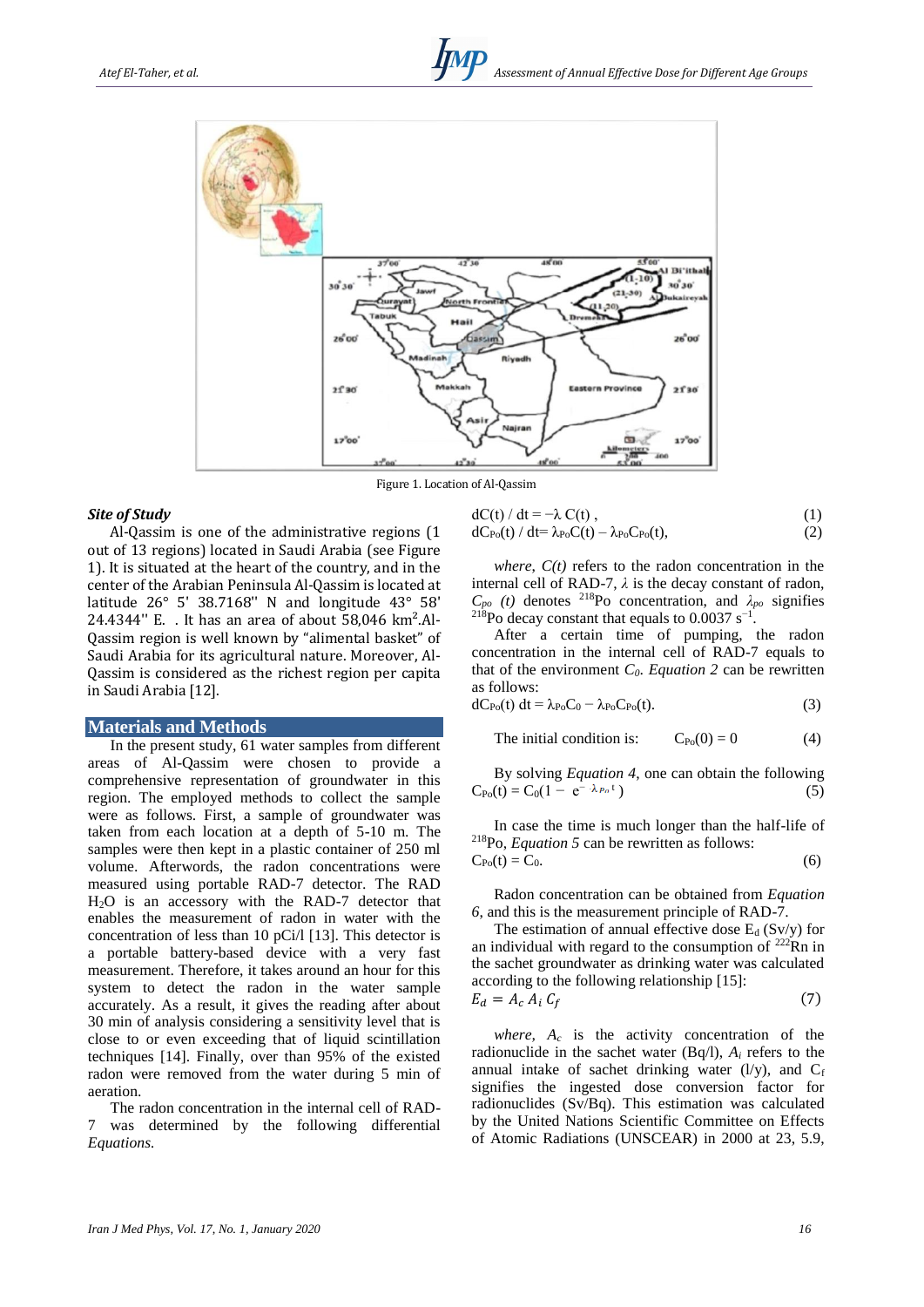Figure 1. Location of Al-Qassim

### *Site of Study*

Al-Qassim is one of the administrative regions (1 out of 13 regions) located in Saudi Arabia (see Figure 1). It is situated at the heart of the country, and in the center of the Arabian Peninsula Al-Qassim is located at latitude 26° 5' 38.7168'' N and longitude 43° 58' 24.4344'' E. . It has an area of about 58,046 $km^2$.Al-Qassim region is well known by "alimental basket" of Saudi Arabia for its agricultural nature. Moreover, Al-Qassim is considered as the richest region per capita in Saudi Arabia [12].

## Materials and Methods

In the present study, 61 water samples from different areas of Al-Qassim were chosen to provide a comprehensive representation of groundwater in this region. The employed methods to collect the sample were as follows. First, a sample of groundwater was taken from each location at a depth of 5-10 m. The samples were then kept in a plastic container of 250 ml volume. Afterwords, the radon concentrations were measured using portable RAD-7 detector. The RAD $H_2O$ is an accessory with the RAD-7 detector that enables the measurement of radon in water with the concentration of less than 10 pCi/l [13]. This detector is a portable battery-based device with a very fast measurement. Therefore, it takes around an hour for this system to detect the radon in the water sample accurately. As a result, it gives the reading after about 30 min of analysis considering a sensitivity level that is close to or even exceeding that of liquid scintillation techniques [14]. Finally, over than 95% of the existed radon were removed from the water during 5 min of aeration.

The radon concentration in the internal cell of RAD-7 was determined by the following differential *Equations*.

$$dC(t) / dt = -\lambda\, C(t)\,, \tag{1}$$

$$dC_{Po}(t) / dt = \lambda_{Po}C(t) - \lambda_{Po}C_{Po}(t), \tag{2}$$

*where*, *C(t)* refers to the radon concentration in the internal cell of RAD-7, $\lambda$ is the decay constant of radon, $C_{po}$ *(t)* denotes $^{218}$Po concentration, and $\lambda_{po}$ signifies $^{218}$Po decay constant that equals to 0.0037 $s^{-1}$.

After a certain time of pumping, the radon concentration in the internal cell of RAD-7 equals to that of the environment $C_0$. *Equation 2* can be rewritten as follows:

$$dC_{Po}(t)\, dt = \lambda_{Po}C_0 - \lambda_{Po}C_{Po}(t). \tag{3}$$

The initial condition is: $\quad C_{Po}(0) = 0 \quad$ (4)

By solving *Equation 4*, one can obtain the following

$$C_{Po}(t) = C_0(1 - e^{-\lambda_{Po} t}) \tag{5}$$

In case the time is much longer than the half-life of $^{218}$Po, *Equation 5* can be rewritten as follows:

$$C_{Po}(t) = C_0. \tag{6}$$

Radon concentration can be obtained from *Equation 6*, and this is the measurement principle of RAD-7.

The estimation of annual effective dose $E_d$ (Sv/y) for an individual with regard to the consumption of $^{222}$Rn in the sachet groundwater as drinking water was calculated according to the following relationship [15]:

$$E_d = A_c\, A_i\, C_f \tag{7}$$

*where*, $A_c$ is the activity concentration of the radionuclide in the sachet water (Bq/l), $A_i$ refers to the annual intake of sachet drinking water (l/y), and $C_f$ signifies the ingested dose conversion factor for radionuclides (Sv/Bq). This estimation was calculated by the United Nations Scientific Committee on Effects of Atomic Radiations (UNSCEAR) in 2000 at 23, 5.9,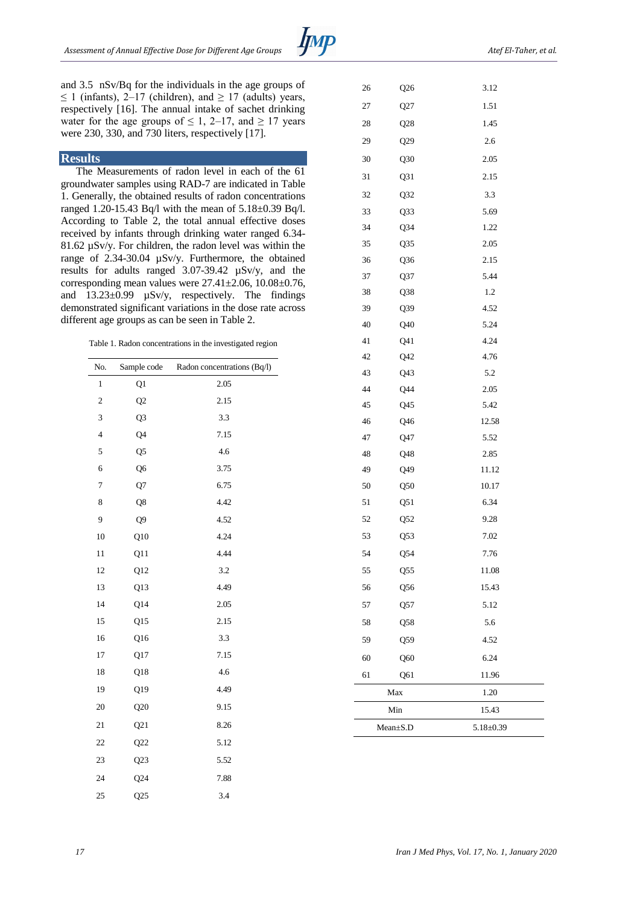and 3.5 nSv/Bq for the individuals in the age groups of ≤ 1 (infants), 2–17 (children), and ≥ 17 (adults) years, respectively [16]. The annual intake of sachet drinking water for the age groups of ≤ 1, 2–17, and ≥ 17 years were 230, 330, and 730 liters, respectively [17].

## Results

The Measurements of radon level in each of the 61 groundwater samples using RAD-7 are indicated in Table 1. Generally, the obtained results of radon concentrations ranged 1.20-15.43 Bq/l with the mean of 5.18±0.39 Bq/l. According to Table 2, the total annual effective doses received by infants through drinking water ranged 6.34-81.62 µSv/y. For children, the radon level was within the range of 2.34-30.04 µSv/y. Furthermore, the obtained results for adults ranged 3.07-39.42 µSv/y, and the corresponding mean values were 27.41±2.06, 10.08±0.76, and 13.23±0.99 µSv/y, respectively. The findings demonstrated significant variations in the dose rate across different age groups as can be seen in Table 2.

Table 1. Radon concentrations in the investigated region

| No. | Sample code | Radon concentrations (Bq/l) |
|---|---|---|
| 1 | Q1 | 2.05 |
| 2 | Q2 | 2.15 |
| 3 | Q3 | 3.3 |
| 4 | Q4 | 7.15 |
| 5 | Q5 | 4.6 |
| 6 | Q6 | 3.75 |
| 7 | Q7 | 6.75 |
| 8 | Q8 | 4.42 |
| 9 | Q9 | 4.52 |
| 10 | Q10 | 4.24 |
| 11 | Q11 | 4.44 |
| 12 | Q12 | 3.2 |
| 13 | Q13 | 4.49 |
| 14 | Q14 | 2.05 |
| 15 | Q15 | 2.15 |
| 16 | Q16 | 3.3 |
| 17 | Q17 | 7.15 |
| 18 | Q18 | 4.6 |
| 19 | Q19 | 4.49 |
| 20 | Q20 | 9.15 |
| 21 | Q21 | 8.26 |
| 22 | Q22 | 5.12 |
| 23 | Q23 | 5.52 |
| 24 | Q24 | 7.88 |
| 25 | Q25 | 3.4 |
| 26 | Q26 | 3.12 |
| 27 | Q27 | 1.51 |
| 28 | Q28 | 1.45 |
| 29 | Q29 | 2.6 |
| 30 | Q30 | 2.05 |
| 31 | Q31 | 2.15 |
| 32 | Q32 | 3.3 |
| 33 | Q33 | 5.69 |
| 34 | Q34 | 1.22 |
| 35 | Q35 | 2.05 |
| 36 | Q36 | 2.15 |
| 37 | Q37 | 5.44 |
| 38 | Q38 | 1.2 |
| 39 | Q39 | 4.52 |
| 40 | Q40 | 5.24 |
| 41 | Q41 | 4.24 |
| 42 | Q42 | 4.76 |
| 43 | Q43 | 5.2 |
| 44 | Q44 | 2.05 |
| 45 | Q45 | 5.42 |
| 46 | Q46 | 12.58 |
| 47 | Q47 | 5.52 |
| 48 | Q48 | 2.85 |
| 49 | Q49 | 11.12 |
| 50 | Q50 | 10.17 |
| 51 | Q51 | 6.34 |
| 52 | Q52 | 9.28 |
| 53 | Q53 | 7.02 |
| 54 | Q54 | 7.76 |
| 55 | Q55 | 11.08 |
| 56 | Q56 | 15.43 |
| 57 | Q57 | 5.12 |
| 58 | Q58 | 5.6 |
| 59 | Q59 | 4.52 |
| 60 | Q60 | 6.24 |
| 61 | Q61 | 11.96 |
| Max | | 1.20 |
| Min | | 15.43 |
| Mean±S.D | | 5.18±0.39 |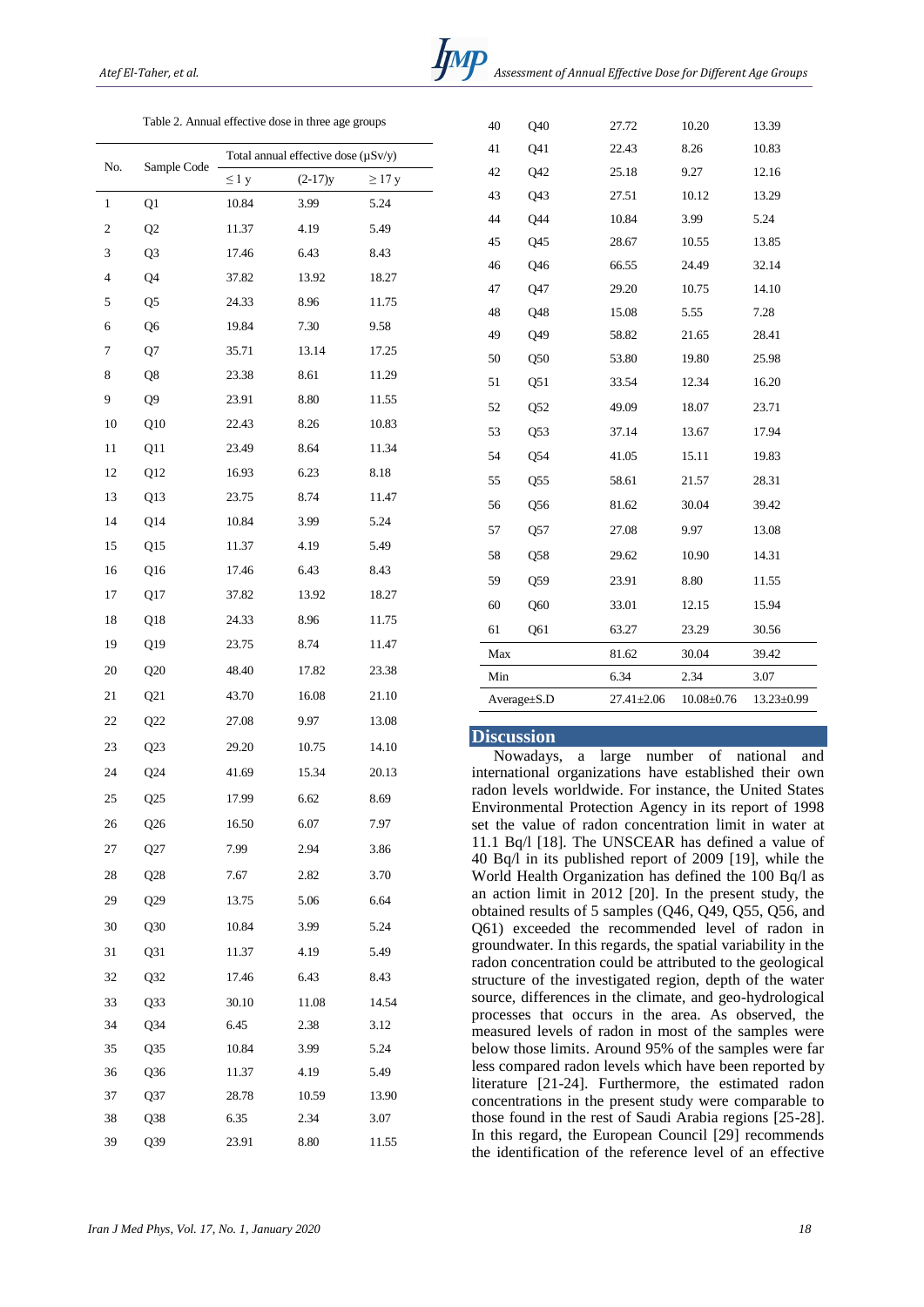Table 2. Annual effective dose in three age groups

| No. | Sample Code | Total annual effective dose (μSv/y) | | |
|---|---|---|---|---|
| | | ≤ 1 y | (2-17)y | ≥ 17 y |
| 1 | Q1 | 10.84 | 3.99 | 5.24 |
| 2 | Q2 | 11.37 | 4.19 | 5.49 |
| 3 | Q3 | 17.46 | 6.43 | 8.43 |
| 4 | Q4 | 37.82 | 13.92 | 18.27 |
| 5 | Q5 | 24.33 | 8.96 | 11.75 |
| 6 | Q6 | 19.84 | 7.30 | 9.58 |
| 7 | Q7 | 35.71 | 13.14 | 17.25 |
| 8 | Q8 | 23.38 | 8.61 | 11.29 |
| 9 | Q9 | 23.91 | 8.80 | 11.55 |
| 10 | Q10 | 22.43 | 8.26 | 10.83 |
| 11 | Q11 | 23.49 | 8.64 | 11.34 |
| 12 | Q12 | 16.93 | 6.23 | 8.18 |
| 13 | Q13 | 23.75 | 8.74 | 11.47 |
| 14 | Q14 | 10.84 | 3.99 | 5.24 |
| 15 | Q15 | 11.37 | 4.19 | 5.49 |
| 16 | Q16 | 17.46 | 6.43 | 8.43 |
| 17 | Q17 | 37.82 | 13.92 | 18.27 |
| 18 | Q18 | 24.33 | 8.96 | 11.75 |
| 19 | Q19 | 23.75 | 8.74 | 11.47 |
| 20 | Q20 | 48.40 | 17.82 | 23.38 |
| 21 | Q21 | 43.70 | 16.08 | 21.10 |
| 22 | Q22 | 27.08 | 9.97 | 13.08 |
| 23 | Q23 | 29.20 | 10.75 | 14.10 |
| 24 | Q24 | 41.69 | 15.34 | 20.13 |
| 25 | Q25 | 17.99 | 6.62 | 8.69 |
| 26 | Q26 | 16.50 | 6.07 | 7.97 |
| 27 | Q27 | 7.99 | 2.94 | 3.86 |
| 28 | Q28 | 7.67 | 2.82 | 3.70 |
| 29 | Q29 | 13.75 | 5.06 | 6.64 |
| 30 | Q30 | 10.84 | 3.99 | 5.24 |
| 31 | Q31 | 11.37 | 4.19 | 5.49 |
| 32 | Q32 | 17.46 | 6.43 | 8.43 |
| 33 | Q33 | 30.10 | 11.08 | 14.54 |
| 34 | Q34 | 6.45 | 2.38 | 3.12 |
| 35 | Q35 | 10.84 | 3.99 | 5.24 |
| 36 | Q36 | 11.37 | 4.19 | 5.49 |
| 37 | Q37 | 28.78 | 10.59 | 13.90 |
| 38 | Q38 | 6.35 | 2.34 | 3.07 |
| 39 | Q39 | 23.91 | 8.80 | 11.55 |
| 40 | Q40 | 27.72 | 10.20 | 13.39 |
| 41 | Q41 | 22.43 | 8.26 | 10.83 |
| 42 | Q42 | 25.18 | 9.27 | 12.16 |
| 43 | Q43 | 27.51 | 10.12 | 13.29 |
| 44 | Q44 | 10.84 | 3.99 | 5.24 |
| 45 | Q45 | 28.67 | 10.55 | 13.85 |
| 46 | Q46 | 66.55 | 24.49 | 32.14 |
| 47 | Q47 | 29.20 | 10.75 | 14.10 |
| 48 | Q48 | 15.08 | 5.55 | 7.28 |
| 49 | Q49 | 58.82 | 21.65 | 28.41 |
| 50 | Q50 | 53.80 | 19.80 | 25.98 |
| 51 | Q51 | 33.54 | 12.34 | 16.20 |
| 52 | Q52 | 49.09 | 18.07 | 23.71 |
| 53 | Q53 | 37.14 | 13.67 | 17.94 |
| 54 | Q54 | 41.05 | 15.11 | 19.83 |
| 55 | Q55 | 58.61 | 21.57 | 28.31 |
| 56 | Q56 | 81.62 | 30.04 | 39.42 |
| 57 | Q57 | 27.08 | 9.97 | 13.08 |
| 58 | Q58 | 29.62 | 10.90 | 14.31 |
| 59 | Q59 | 23.91 | 8.80 | 11.55 |
| 60 | Q60 | 33.01 | 12.15 | 15.94 |
| 61 | Q61 | 63.27 | 23.29 | 30.56 |
| Max | | 81.62 | 30.04 | 39.42 |
| Min | | 6.34 | 2.34 | 3.07 |
| Average±S.D | | 27.41±2.06 | 10.08±0.76 | 13.23±0.99 |

## Discussion

Nowadays, a large number of national and international organizations have established their own radon levels worldwide. For instance, the United States Environmental Protection Agency in its report of 1998 set the value of radon concentration limit in water at 11.1 Bq/l [18]. The UNSCEAR has defined a value of 40 Bq/l in its published report of 2009 [19], while the World Health Organization has defined the 100 Bq/l as an action limit in 2012 [20]. In the present study, the obtained results of 5 samples (Q46, Q49, Q55, Q56, and Q61) exceeded the recommended level of radon in groundwater. In this regards, the spatial variability in the radon concentration could be attributed to the geological structure of the investigated region, depth of the water source, differences in the climate, and geo-hydrological processes that occurs in the area. As observed, the measured levels of radon in most of the samples were below those limits. Around 95% of the samples were far less compared radon levels which have been reported by literature [21-24]. Furthermore, the estimated radon concentrations in the present study were comparable to those found in the rest of Saudi Arabia regions [25-28]. In this regard, the European Council [29] recommends the identification of the reference level of an effective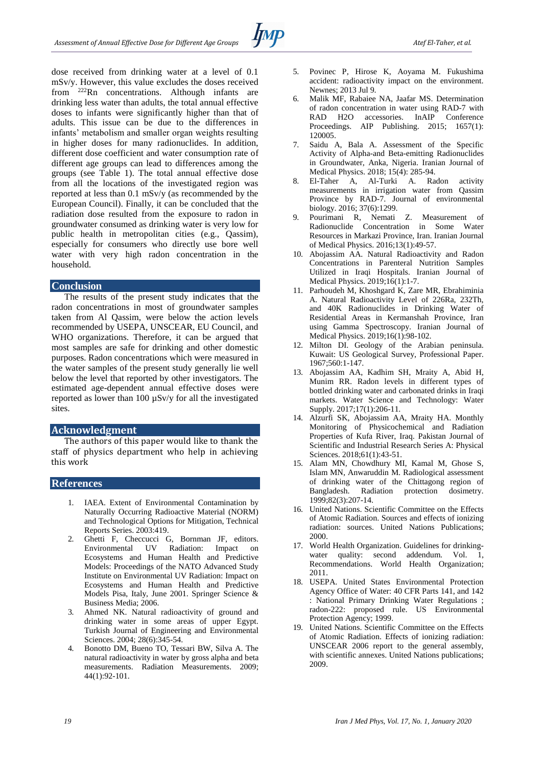dose received from drinking water at a level of 0.1 mSv/y. However, this value excludes the doses received from $^{222}Rn$ concentrations. Although infants are drinking less water than adults, the total annual effective doses to infants were significantly higher than that of adults. This issue can be due to the differences in infants' metabolism and smaller organ weights resulting in higher doses for many radionuclides. In addition, different dose coefficient and water consumption rate of different age groups can lead to differences among the groups (see Table 1). The total annual effective dose from all the locations of the investigated region was reported at less than 0.1 mSv/y (as recommended by the European Council). Finally, it can be concluded that the radiation dose resulted from the exposure to radon in groundwater consumed as drinking water is very low for public health in metropolitan cities (e.g., Qassim), especially for consumers who directly use bore well water with very high radon concentration in the household.

## Conclusion

The results of the present study indicates that the radon concentrations in most of groundwater samples taken from Al Qassim, were below the action levels recommended by USEPA, UNSCEAR, EU Council, and WHO organizations. Therefore, it can be argued that most samples are safe for drinking and other domestic purposes. Radon concentrations which were measured in the water samples of the present study generally lie well below the level that reported by other investigators. The estimated age-dependent annual effective doses were reported as lower than 100 µSv/y for all the investigated sites.

## Acknowledgment

The authors of this paper would like to thank the staff of physics department who help in achieving this work

## References

1. IAEA. Extent of Environmental Contamination by Naturally Occurring Radioactive Material (NORM) and Technological Options for Mitigation, Technical Reports Series. 2003:419.
2. Ghetti F, Checcucci G, Bornman JF, editors. Environmental UV Radiation: Impact on Ecosystems and Human Health and Predictive Models: Proceedings of the NATO Advanced Study Institute on Environmental UV Radiation: Impact on Ecosystems and Human Health and Predictive Models Pisa, Italy, June 2001. Springer Science & Business Media; 2006.
3. Ahmed NK. Natural radioactivity of ground and drinking water in some areas of upper Egypt. Turkish Journal of Engineering and Environmental Sciences. 2004; 28(6):345-54.
4. Bonotto DM, Bueno TO, Tessari BW, Silva A. The natural radioactivity in water by gross alpha and beta measurements. Radiation Measurements. 2009; 44(1):92-101.
5. Povinec P, Hirose K, Aoyama M. Fukushima accident: radioactivity impact on the environment. Newnes; 2013 Jul 9.
6. Malik MF, Rabaiee NA, Jaafar MS. Determination of radon concentration in water using RAD-7 with RAD H2O accessories. InAIP Conference Proceedings. AIP Publishing. 2015; 1657(1): 120005.
7. Saidu A, Bala A. Assessment of the Specific Activity of Alpha-and Beta-emitting Radionuclides in Groundwater, Anka, Nigeria. Iranian Journal of Medical Physics. 2018; 15(4): 285-94.
8. El-Taher A, Al-Turki A. Radon activity measurements in irrigation water from Qassim Province by RAD-7. Journal of environmental biology. 2016; 37(6):1299.
9. Pourimani R, Nemati Z. Measurement of Radionuclide Concentration in Some Water Resources in Markazi Province, Iran. Iranian Journal of Medical Physics. 2016;13(1):49-57.
10. Abojassim AA. Natural Radioactivity and Radon Concentrations in Parenteral Nutrition Samples Utilized in Iraqi Hospitals. Iranian Journal of Medical Physics. 2019;16(1):1-7.
11. Parhoudeh M, Khoshgard K, Zare MR, Ebrahiminia A. Natural Radioactivity Level of 226Ra, 232Th, and 40K Radionuclides in Drinking Water of Residential Areas in Kermanshah Province, Iran using Gamma Spectroscopy. Iranian Journal of Medical Physics. 2019;16(1):98-102.
12. Milton DI. Geology of the Arabian peninsula. Kuwait: US Geological Survey, Professional Paper. 1967;560:1-147.
13. Abojassim AA, Kadhim SH, Mraity A, Abid H, Munim RR. Radon levels in different types of bottled drinking water and carbonated drinks in Iraqi markets. Water Science and Technology: Water Supply. 2017;17(1):206-11.
14. Alzurfi SK, Abojassim AA, Mraity HA. Monthly Monitoring of Physicochemical and Radiation Properties of Kufa River, Iraq. Pakistan Journal of Scientific and Industrial Research Series A: Physical Sciences. 2018;61(1):43-51.
15. Alam MN, Chowdhury MI, Kamal M, Ghose S, Islam MN, Anwaruddin M. Radiological assessment of drinking water of the Chittagong region of Bangladesh. Radiation protection dosimetry. 1999;82(3):207-14.
16. United Nations. Scientific Committee on the Effects of Atomic Radiation. Sources and effects of ionizing radiation: sources. United Nations Publications; 2000.
17. World Health Organization. Guidelines for drinking-water quality: second addendum. Vol. 1, Recommendations. World Health Organization; 2011.
18. USEPA. United States Environmental Protection Agency Office of Water: 40 CFR Parts 141, and 142 : National Primary Drinking Water Regulations ; radon-222: proposed rule. US Environmental Protection Agency; 1999.
19. United Nations. Scientific Committee on the Effects of Atomic Radiation. Effects of ionizing radiation: UNSCEAR 2006 report to the general assembly, with scientific annexes. United Nations publications; 2009.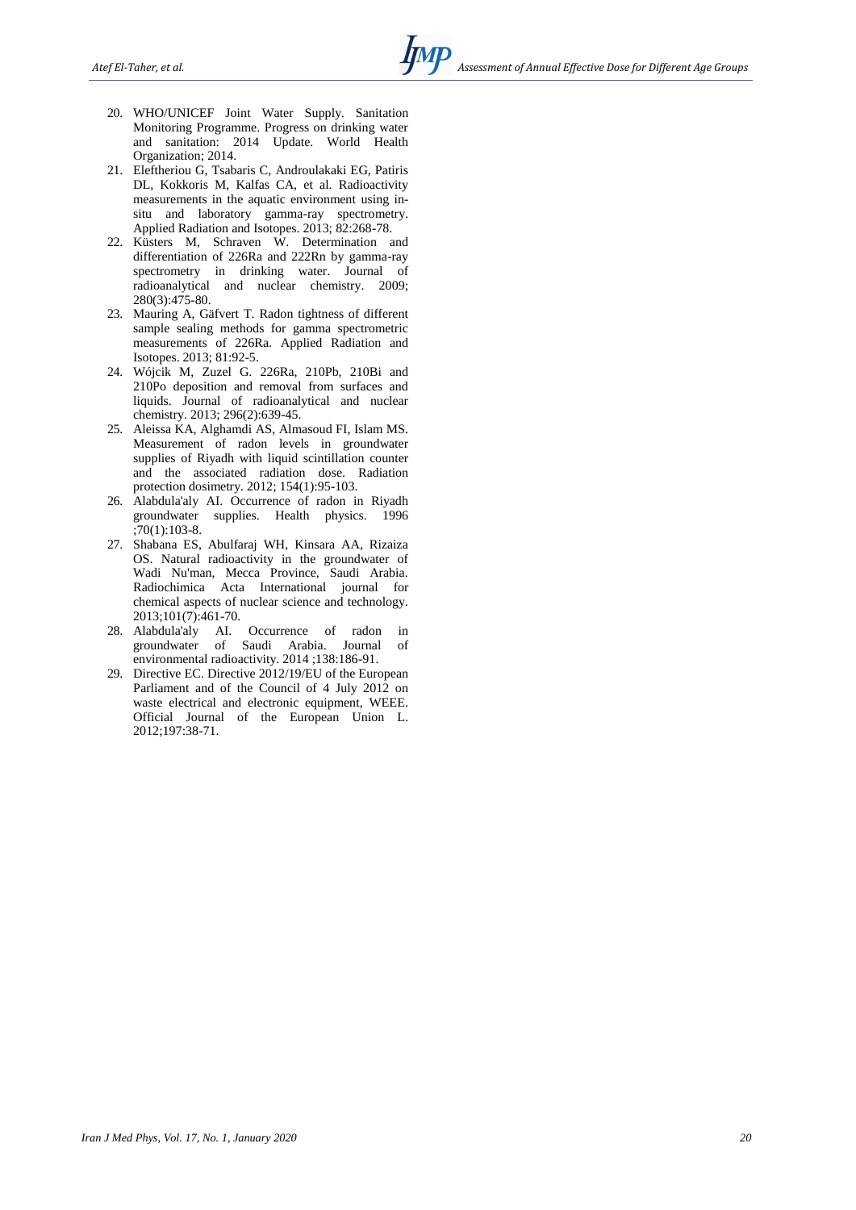20. WHO/UNICEF Joint Water Supply. Sanitation Monitoring Programme. Progress on drinking water and sanitation: 2014 Update. World Health Organization; 2014.
21. Eleftheriou G, Tsabaris C, Androulakaki EG, Patiris DL, Kokkoris M, Kalfas CA, et al. Radioactivity measurements in the aquatic environment using in-situ and laboratory gamma-ray spectrometry. Applied Radiation and Isotopes. 2013; 82:268-78.
22. Küsters M, Schraven W. Determination and differentiation of 226Ra and 222Rn by gamma-ray spectrometry in drinking water. Journal of radioanalytical and nuclear chemistry. 2009; 280(3):475-80.
23. Mauring A, Gäfvert T. Radon tightness of different sample sealing methods for gamma spectrometric measurements of 226Ra. Applied Radiation and Isotopes. 2013; 81:92-5.
24. Wójcik M, Zuzel G. 226Ra, 210Pb, 210Bi and 210Po deposition and removal from surfaces and liquids. Journal of radioanalytical and nuclear chemistry. 2013; 296(2):639-45.
25. Aleissa KA, Alghamdi AS, Almasoud FI, Islam MS. Measurement of radon levels in groundwater supplies of Riyadh with liquid scintillation counter and the associated radiation dose. Radiation protection dosimetry. 2012; 154(1):95-103.
26. Alabdula'aly AI. Occurrence of radon in Riyadh groundwater supplies. Health physics. 1996 ;70(1):103-8.
27. Shabana ES, Abulfaraj WH, Kinsara AA, Rizaiza OS. Natural radioactivity in the groundwater of Wadi Nu'man, Mecca Province, Saudi Arabia. Radiochimica Acta International journal for chemical aspects of nuclear science and technology. 2013;101(7):461-70.
28. Alabdula'aly AI. Occurrence of radon in groundwater of Saudi Arabia. Journal of environmental radioactivity. 2014 ;138:186-91.
29. Directive EC. Directive 2012/19/EU of the European Parliament and of the Council of 4 July 2012 on waste electrical and electronic equipment, WEEE. Official Journal of the European Union L. 2012;197:38-71.